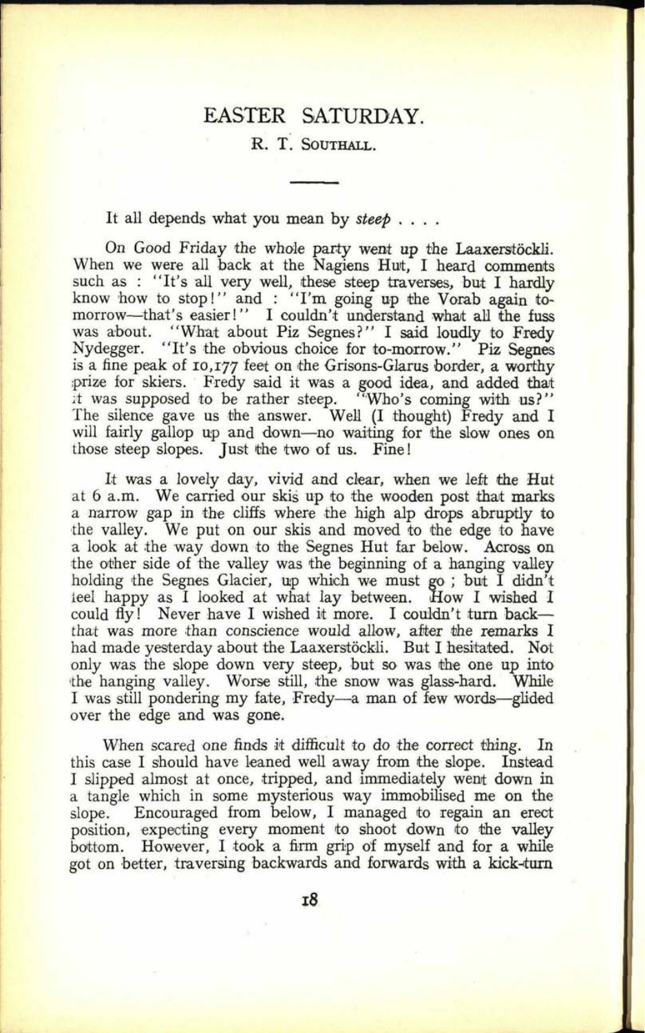# EASTER SATURDAY.

R. T. SOUTHALL.

---

It all depends what you mean by *steep* . . . .

On Good Friday the whole party went up the Laaxerstöckli. When we were all back at the Nagiens Hut, I heard comments such as : "It's all very well, these steep traverses, but I hardly know how to stop!" and : "I'm going up the Vorab again to-morrow—that's easier!" I couldn't understand what all the fuss was about. "What about Piz Segnes?" I said loudly to Fredy Nydegger. "It's the obvious choice for to-morrow." Piz Segnes is a fine peak of 10,177 feet on the Grisons-Glarus border, a worthy prize for skiers. Fredy said it was a good idea, and added that it was supposed to be rather steep. "Who's coming with us?" The silence gave us the answer. Well (I thought) Fredy and I will fairly gallop up and down—no waiting for the slow ones on those steep slopes. Just the two of us. Fine!

It was a lovely day, vivid and clear, when we left the Hut at 6 a.m. We carried our skis up to the wooden post that marks a narrow gap in the cliffs where the high alp drops abruptly to the valley. We put on our skis and moved to the edge to have a look at the way down to the Segnes Hut far below. Across on the other side of the valley was the beginning of a hanging valley holding the Segnes Glacier, up which we must go ; but I didn't feel happy as I looked at what lay between. How I wished I could fly! Never have I wished it more. I couldn't turn back—that was more than conscience would allow, after the remarks I had made yesterday about the Laaxerstöckli. But I hesitated. Not only was the slope down very steep, but so was the one up into the hanging valley. Worse still, the snow was glass-hard. While I was still pondering my fate, Fredy—a man of few words—glided over the edge and was gone.

When scared one finds it difficult to do the correct thing. In this case I should have leaned well away from the slope. Instead I slipped almost at once, tripped, and immediately went down in a tangle which in some mysterious way immobilised me on the slope. Encouraged from below, I managed to regain an erect position, expecting every moment to shoot down to the valley bottom. However, I took a firm grip of myself and for a while got on better, traversing backwards and forwards with a kick-turn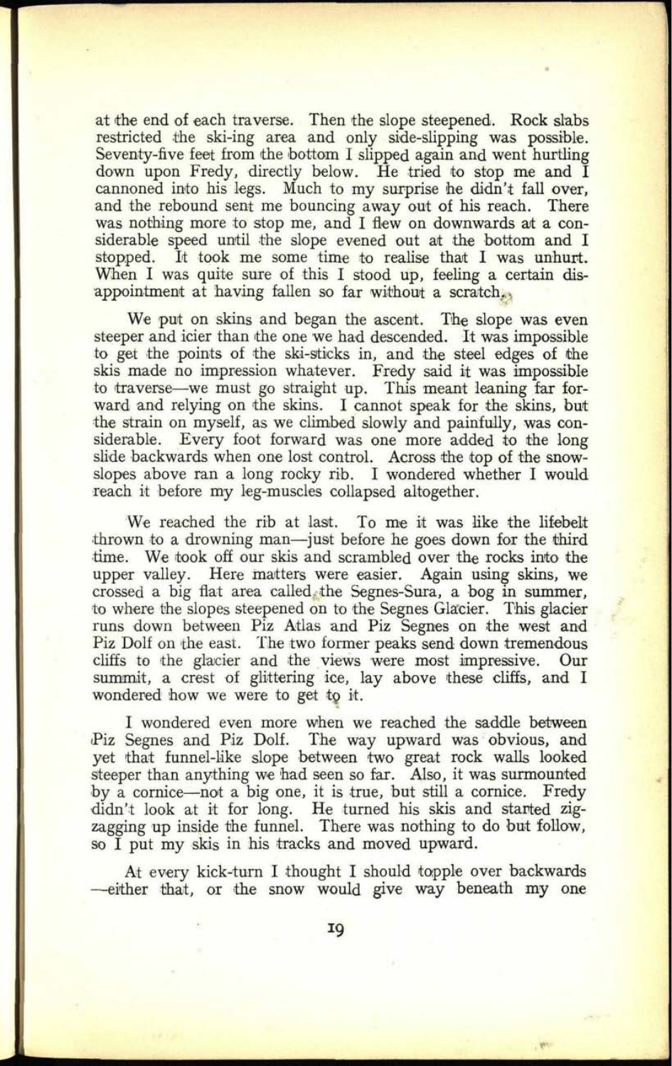at the end of each traverse. Then the slope steepened. Rock slabs restricted the ski-ing area and only side-slipping was possible. Seventy-five feet from the bottom I slipped again and went hurtling down upon Fredy, directly below. He tried to stop me and I cannoned into his legs. Much to my surprise he didn't fall over, and the rebound sent me bouncing away out of his reach. There was nothing more to stop me, and I flew on downwards at a considerable speed until the slope evened out at the bottom and I stopped. It took me some time to realise that I was unhurt. When I was quite sure of this I stood up, feeling a certain disappointment at having fallen so far without a scratch.

We put on skins and began the ascent. The slope was even steeper and icier than the one we had descended. It was impossible to get the points of the ski-sticks in, and the steel edges of the skis made no impression whatever. Fredy said it was impossible to traverse—we must go straight up. This meant leaning far forward and relying on the skins. I cannot speak for the skins, but the strain on myself, as we climbed slowly and painfully, was considerable. Every foot forward was one more added to the long slide backwards when one lost control. Across the top of the snow-slopes above ran a long rocky rib. I wondered whether I would reach it before my leg-muscles collapsed altogether.

We reached the rib at last. To me it was like the lifebelt thrown to a drowning man—just before he goes down for the third time. We took off our skis and scrambled over the rocks into the upper valley. Here matters were easier. Again using skins, we crossed a big flat area called the Segnes-Sura, a bog in summer, to where the slopes steepened on to the Segnes Glacier. This glacier runs down between Piz Atlas and Piz Segnes on the west and Piz Dolf on the east. The two former peaks send down tremendous cliffs to the glacier and the views were most impressive. Our summit, a crest of glittering ice, lay above these cliffs, and I wondered how we were to get to it.

I wondered even more when we reached the saddle between Piz Segnes and Piz Dolf. The way upward was obvious, and yet that funnel-like slope between two great rock walls looked steeper than anything we had seen so far. Also, it was surmounted by a cornice—not a big one, it is true, but still a cornice. Fredy didn't look at it for long. He turned his skis and started zig-zagging up inside the funnel. There was nothing to do but follow, so I put my skis in his tracks and moved upward.

At every kick-turn I thought I should topple over backwards—either that, or the snow would give way beneath my one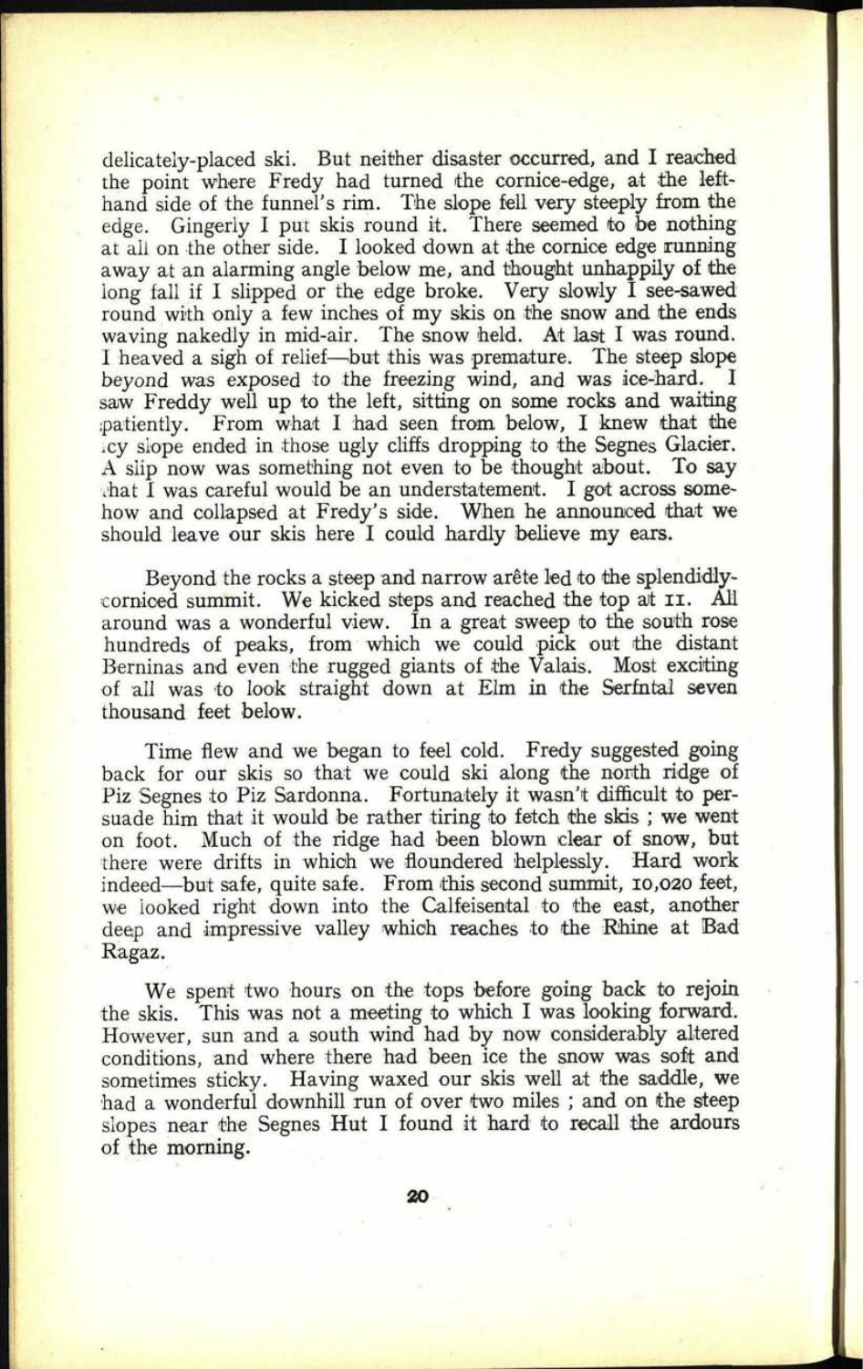delicately-placed ski. But neither disaster occurred, and I reached the point where Fredy had turned the cornice-edge, at the left-hand side of the funnel's rim. The slope fell very steeply from the edge. Gingerly I put skis round it. There seemed to be nothing at all on the other side. I looked down at the cornice edge running away at an alarming angle below me, and thought unhappily of the long fall if I slipped or the edge broke. Very slowly I see-sawed round with only a few inches of my skis on the snow and the ends waving nakedly in mid-air. The snow held. At last I was round. I heaved a sigh of relief—but this was premature. The steep slope beyond was exposed to the freezing wind, and was ice-hard. I saw Freddy well up to the left, sitting on some rocks and waiting patiently. From what I had seen from below, I knew that the icy slope ended in those ugly cliffs dropping to the Segnes Glacier. A slip now was something not even to be thought about. To say that I was careful would be an understatement. I got across somehow and collapsed at Fredy's side. When he announced that we should leave our skis here I could hardly believe my ears.

Beyond the rocks a steep and narrow arête led to the splendidly-corniced summit. We kicked steps and reached the top at 11. All around was a wonderful view. In a great sweep to the south rose hundreds of peaks, from which we could pick out the distant Berninas and even the rugged giants of the Valais. Most exciting of all was to look straight down at Elm in the Serfntal seven thousand feet below.

Time flew and we began to feel cold. Fredy suggested going back for our skis so that we could ski along the north ridge of Piz Segnes to Piz Sardonna. Fortunately it wasn't difficult to persuade him that it would be rather tiring to fetch the skis ; we went on foot. Much of the ridge had been blown clear of snow, but there were drifts in which we floundered helplessly. Hard work indeed—but safe, quite safe. From this second summit, 10,020 feet, we looked right down into the Calfeisental to the east, another deep and impressive valley which reaches to the Rhine at Bad Ragaz.

We spent two hours on the tops before going back to rejoin the skis. This was not a meeting to which I was looking forward. However, sun and a south wind had by now considerably altered conditions, and where there had been ice the snow was soft and sometimes sticky. Having waxed our skis well at the saddle, we had a wonderful downhill run of over two miles ; and on the steep slopes near the Segnes Hut I found it hard to recall the ardours of the morning.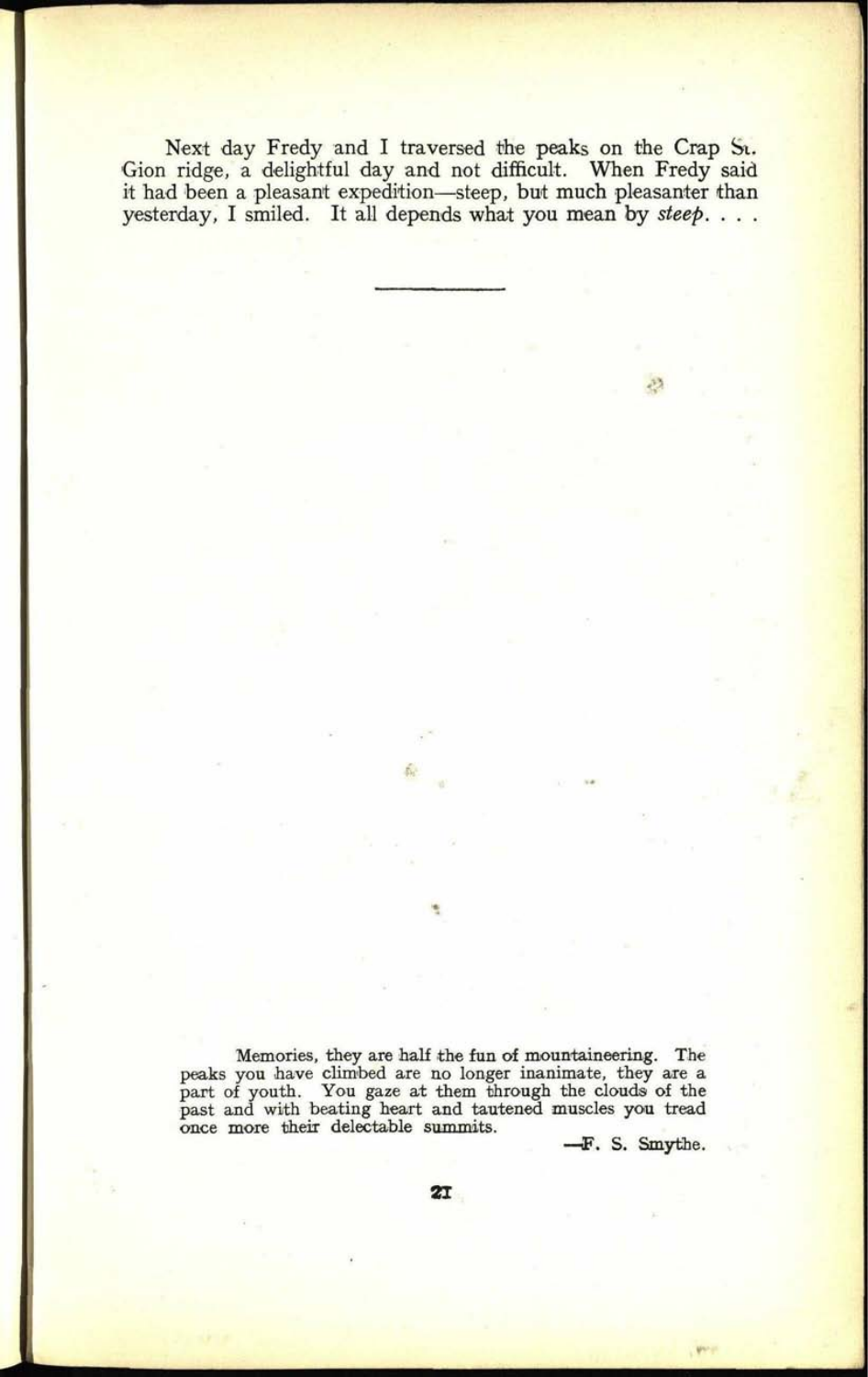Next day Fredy and I traversed the peaks on the Crap St. Gion ridge, a delightful day and not difficult. When Fredy said it had been a pleasant expedition—steep, but much pleasanter than yesterday, I smiled. It all depends what you mean by *steep*. . . .

---

Memories, they are half the fun of mountaineering. The peaks you have climbed are no longer inanimate, they are a part of youth. You gaze at them through the clouds of the past and with beating heart and tautened muscles you tread once more their delectable summits.

—F. S. Smythe.